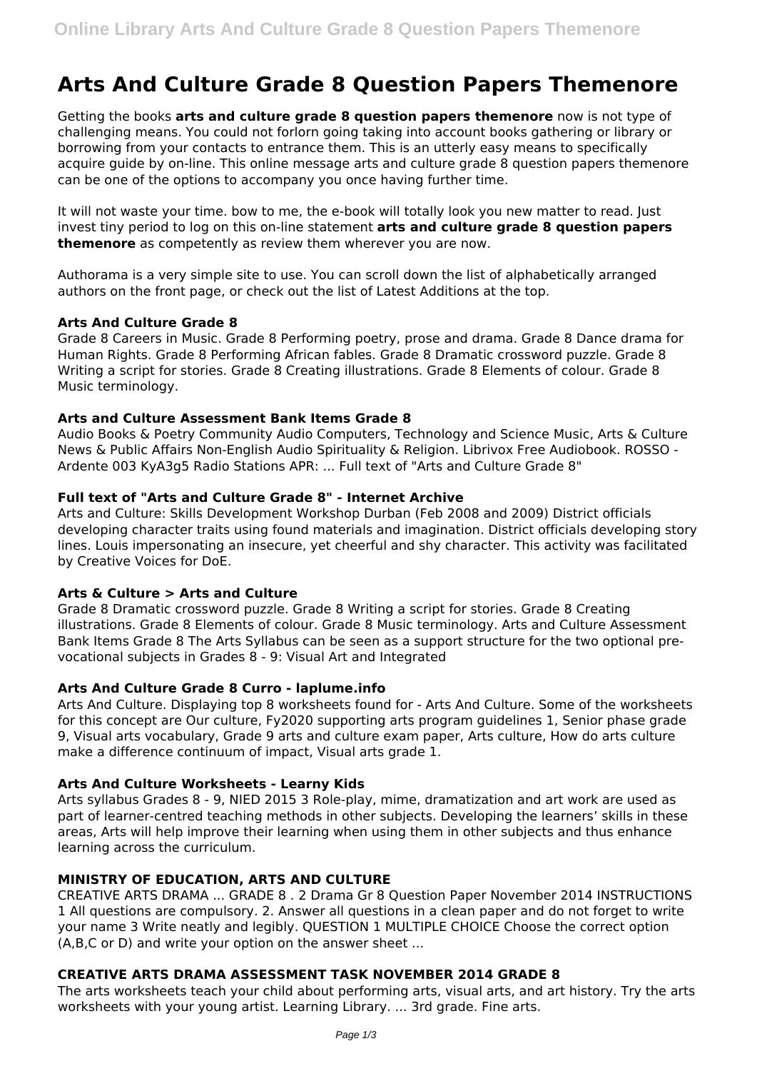# Arts And Culture Grade 8 Question Papers Themenore

Getting the books **arts and culture grade 8 question papers themenore** now is not type of challenging means. You could not forlorn going taking into account books gathering or library or borrowing from your contacts to entrance them. This is an utterly easy means to specifically acquire guide by on-line. This online message arts and culture grade 8 question papers themenore can be one of the options to accompany you once having further time.

It will not waste your time. bow to me, the e-book will totally look you new matter to read. Just invest tiny period to log on this on-line statement **arts and culture grade 8 question papers themenore** as competently as review them wherever you are now.

Authorama is a very simple site to use. You can scroll down the list of alphabetically arranged authors on the front page, or check out the list of Latest Additions at the top.

### Arts And Culture Grade 8

Grade 8 Careers in Music. Grade 8 Performing poetry, prose and drama. Grade 8 Dance drama for Human Rights. Grade 8 Performing African fables. Grade 8 Dramatic crossword puzzle. Grade 8 Writing a script for stories. Grade 8 Creating illustrations. Grade 8 Elements of colour. Grade 8 Music terminology.

### Arts and Culture Assessment Bank Items Grade 8

Audio Books & Poetry Community Audio Computers, Technology and Science Music, Arts & Culture News & Public Affairs Non-English Audio Spirituality & Religion. Librivox Free Audiobook. ROSSO - Ardente 003 KyA3g5 Radio Stations APR: ... Full text of "Arts and Culture Grade 8"

### Full text of "Arts and Culture Grade 8" - Internet Archive

Arts and Culture: Skills Development Workshop Durban (Feb 2008 and 2009) District officials developing character traits using found materials and imagination. District officials developing story lines. Louis impersonating an insecure, yet cheerful and shy character. This activity was facilitated by Creative Voices for DoE.

### Arts & Culture > Arts and Culture

Grade 8 Dramatic crossword puzzle. Grade 8 Writing a script for stories. Grade 8 Creating illustrations. Grade 8 Elements of colour. Grade 8 Music terminology. Arts and Culture Assessment Bank Items Grade 8 The Arts Syllabus can be seen as a support structure for the two optional pre-vocational subjects in Grades 8 - 9: Visual Art and Integrated

### Arts And Culture Grade 8 Curro - laplume.info

Arts And Culture. Displaying top 8 worksheets found for - Arts And Culture. Some of the worksheets for this concept are Our culture, Fy2020 supporting arts program guidelines 1, Senior phase grade 9, Visual arts vocabulary, Grade 9 arts and culture exam paper, Arts culture, How do arts culture make a difference continuum of impact, Visual arts grade 1.

### Arts And Culture Worksheets - Learny Kids

Arts syllabus Grades 8 - 9, NIED 2015 3 Role-play, mime, dramatization and art work are used as part of learner-centred teaching methods in other subjects. Developing the learners' skills in these areas, Arts will help improve their learning when using them in other subjects and thus enhance learning across the curriculum.

### MINISTRY OF EDUCATION, ARTS AND CULTURE

CREATIVE ARTS DRAMA ... GRADE 8 . 2 Drama Gr 8 Question Paper November 2014 INSTRUCTIONS 1 All questions are compulsory. 2. Answer all questions in a clean paper and do not forget to write your name 3 Write neatly and legibly. QUESTION 1 MULTIPLE CHOICE Choose the correct option (A,B,C or D) and write your option on the answer sheet ...

### CREATIVE ARTS DRAMA ASSESSMENT TASK NOVEMBER 2014 GRADE 8

The arts worksheets teach your child about performing arts, visual arts, and art history. Try the arts worksheets with your young artist. Learning Library. ... 3rd grade. Fine arts.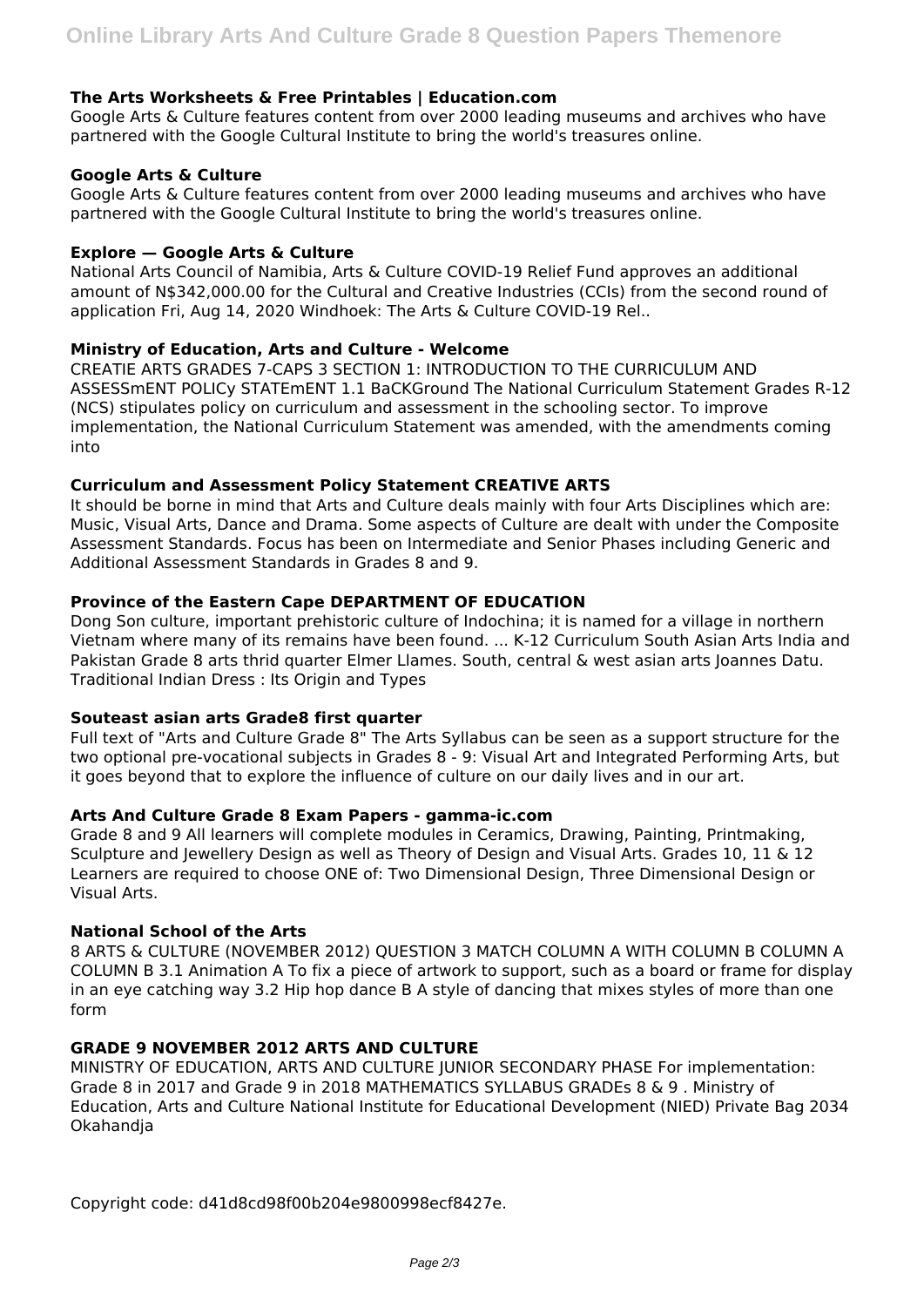### The Arts Worksheets & Free Printables | Education.com

Google Arts & Culture features content from over 2000 leading museums and archives who have partnered with the Google Cultural Institute to bring the world's treasures online.

### Google Arts & Culture

Google Arts & Culture features content from over 2000 leading museums and archives who have partnered with the Google Cultural Institute to bring the world's treasures online.

### Explore — Google Arts & Culture

National Arts Council of Namibia, Arts & Culture COVID-19 Relief Fund approves an additional amount of N$342,000.00 for the Cultural and Creative Industries (CCIs) from the second round of application Fri, Aug 14, 2020 Windhoek: The Arts & Culture COVID-19 Rel..

### Ministry of Education, Arts and Culture - Welcome

CREATIE ARTS GRADES 7-CAPS 3 SECTION 1: INTRODUCTION TO THE CURRICULUM AND ASSESSmENT POLICy STATEmENT 1.1 BaCKGround The National Curriculum Statement Grades R-12 (NCS) stipulates policy on curriculum and assessment in the schooling sector. To improve implementation, the National Curriculum Statement was amended, with the amendments coming into

### Curriculum and Assessment Policy Statement CREATIVE ARTS

It should be borne in mind that Arts and Culture deals mainly with four Arts Disciplines which are: Music, Visual Arts, Dance and Drama. Some aspects of Culture are dealt with under the Composite Assessment Standards. Focus has been on Intermediate and Senior Phases including Generic and Additional Assessment Standards in Grades 8 and 9.

### Province of the Eastern Cape DEPARTMENT OF EDUCATION

Dong Son culture, important prehistoric culture of Indochina; it is named for a village in northern Vietnam where many of its remains have been found. ... K-12 Curriculum South Asian Arts India and Pakistan Grade 8 arts thrid quarter Elmer Llames. South, central & west asian arts Joannes Datu. Traditional Indian Dress : Its Origin and Types

### Souteast asian arts Grade8 first quarter

Full text of "Arts and Culture Grade 8" The Arts Syllabus can be seen as a support structure for the two optional pre-vocational subjects in Grades 8 - 9: Visual Art and Integrated Performing Arts, but it goes beyond that to explore the influence of culture on our daily lives and in our art.

### Arts And Culture Grade 8 Exam Papers - gamma-ic.com

Grade 8 and 9 All learners will complete modules in Ceramics, Drawing, Painting, Printmaking, Sculpture and Jewellery Design as well as Theory of Design and Visual Arts. Grades 10, 11 & 12 Learners are required to choose ONE of: Two Dimensional Design, Three Dimensional Design or Visual Arts.

### National School of the Arts

8 ARTS & CULTURE (NOVEMBER 2012) QUESTION 3 MATCH COLUMN A WITH COLUMN B COLUMN A COLUMN B 3.1 Animation A To fix a piece of artwork to support, such as a board or frame for display in an eye catching way 3.2 Hip hop dance B A style of dancing that mixes styles of more than one form

### GRADE 9 NOVEMBER 2012 ARTS AND CULTURE

MINISTRY OF EDUCATION, ARTS AND CULTURE JUNIOR SECONDARY PHASE For implementation: Grade 8 in 2017 and Grade 9 in 2018 MATHEMATICS SYLLABUS GRADEs 8 & 9 . Ministry of Education, Arts and Culture National Institute for Educational Development (NIED) Private Bag 2034 Okahandja

Copyright code: d41d8cd98f00b204e9800998ecf8427e.